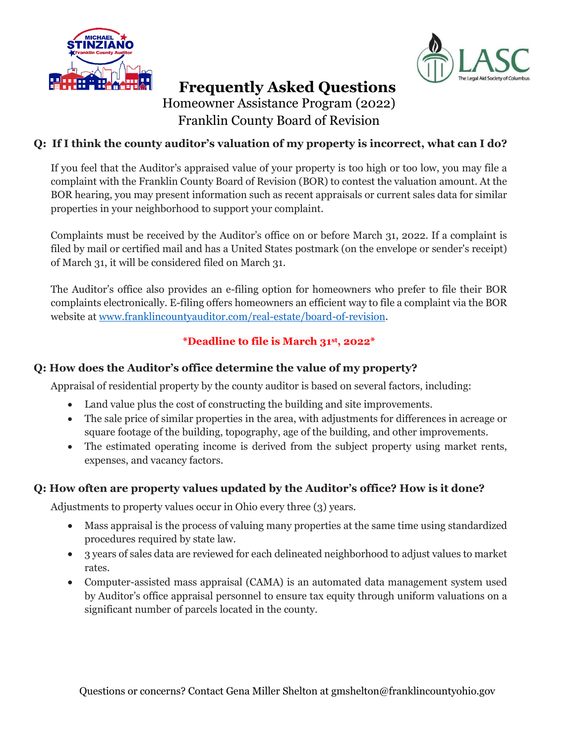# Frequently Asked Questions

Homeowner Assistance Program (2022)

Franklin County Board of Revision

### Q: If I think the county auditor's valuation of my property is incorrect, what can I do?

If you feel that the Auditor's appraised value of your property is too high or too low, you may file a complaint with the Franklin County Board of Revision (BOR) to contest the valuation amount. At the BOR hearing, you may present information such as recent appraisals or current sales data for similar properties in your neighborhood to support your complaint.

Complaints must be received by the Auditor's office on or before March 31, 2022. If a complaint is filed by mail or certified mail and has a United States postmark (on the envelope or sender's receipt) of March 31, it will be considered filed on March 31.

The Auditor's office also provides an e-filing option for homeowners who prefer to file their BOR complaints electronically. E-filing offers homeowners an efficient way to file a complaint via the BOR website at [www.franklincountyauditor.com/real-estate/board-of-revision](http://www.franklincountyauditor.com/real-estate/board-of-revision).

**\*Deadline to file is March 31st, 2022\***

### Q: How does the Auditor's office determine the value of my property?

Appraisal of residential property by the county auditor is based on several factors, including:

- Land value plus the cost of constructing the building and site improvements.
- The sale price of similar properties in the area, with adjustments for differences in acreage or square footage of the building, topography, age of the building, and other improvements.
- The estimated operating income is derived from the subject property using market rents, expenses, and vacancy factors.

### Q: How often are property values updated by the Auditor's office? How is it done?

Adjustments to property values occur in Ohio every three (3) years.

- Mass appraisal is the process of valuing many properties at the same time using standardized procedures required by state law.
- 3 years of sales data are reviewed for each delineated neighborhood to adjust values to market rates.
- Computer-assisted mass appraisal (CAMA) is an automated data management system used by Auditor's office appraisal personnel to ensure tax equity through uniform valuations on a significant number of parcels located in the county.

Questions or concerns? Contact Gena Miller Shelton at gmshelton@franklincountyohio.gov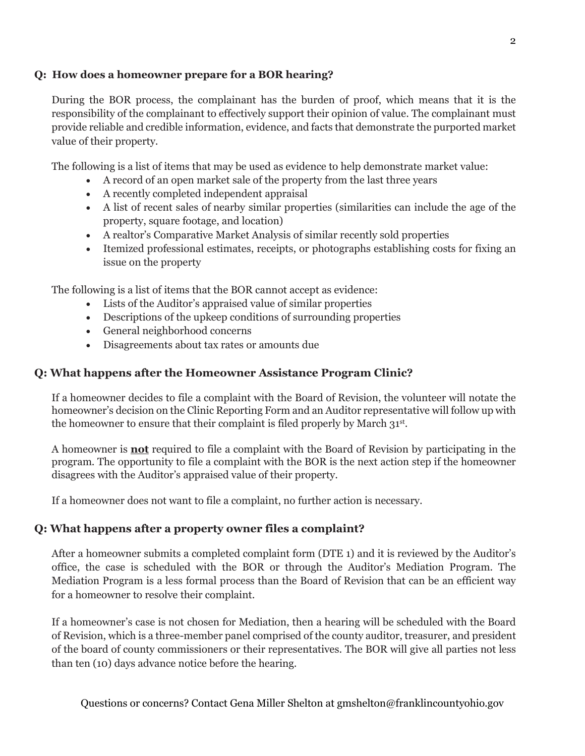### Q: How does a homeowner prepare for a BOR hearing?

During the BOR process, the complainant has the burden of proof, which means that it is the responsibility of the complainant to effectively support their opinion of value. The complainant must provide reliable and credible information, evidence, and facts that demonstrate the purported market value of their property.

The following is a list of items that may be used as evidence to help demonstrate market value:

- A record of an open market sale of the property from the last three years
- A recently completed independent appraisal
- A list of recent sales of nearby similar properties (similarities can include the age of the property, square footage, and location)
- A realtor's Comparative Market Analysis of similar recently sold properties
- Itemized professional estimates, receipts, or photographs establishing costs for fixing an issue on the property

The following is a list of items that the BOR cannot accept as evidence:

- Lists of the Auditor's appraised value of similar properties
- Descriptions of the upkeep conditions of surrounding properties
- General neighborhood concerns
- Disagreements about tax rates or amounts due

### Q: What happens after the Homeowner Assistance Program Clinic?

If a homeowner decides to file a complaint with the Board of Revision, the volunteer will notate the homeowner's decision on the Clinic Reporting Form and an Auditor representative will follow up with the homeowner to ensure that their complaint is filed properly by March 31st.

A homeowner is **not** required to file a complaint with the Board of Revision by participating in the program. The opportunity to file a complaint with the BOR is the next action step if the homeowner disagrees with the Auditor's appraised value of their property.

If a homeowner does not want to file a complaint, no further action is necessary.

### Q: What happens after a property owner files a complaint?

After a homeowner submits a completed complaint form (DTE 1) and it is reviewed by the Auditor's office, the case is scheduled with the BOR or through the Auditor's Mediation Program. The Mediation Program is a less formal process than the Board of Revision that can be an efficient way for a homeowner to resolve their complaint.

If a homeowner's case is not chosen for Mediation, then a hearing will be scheduled with the Board of Revision, which is a three-member panel comprised of the county auditor, treasurer, and president of the board of county commissioners or their representatives. The BOR will give all parties not less than ten (10) days advance notice before the hearing.

Questions or concerns? Contact Gena Miller Shelton at gmshelton@franklincountyohio.gov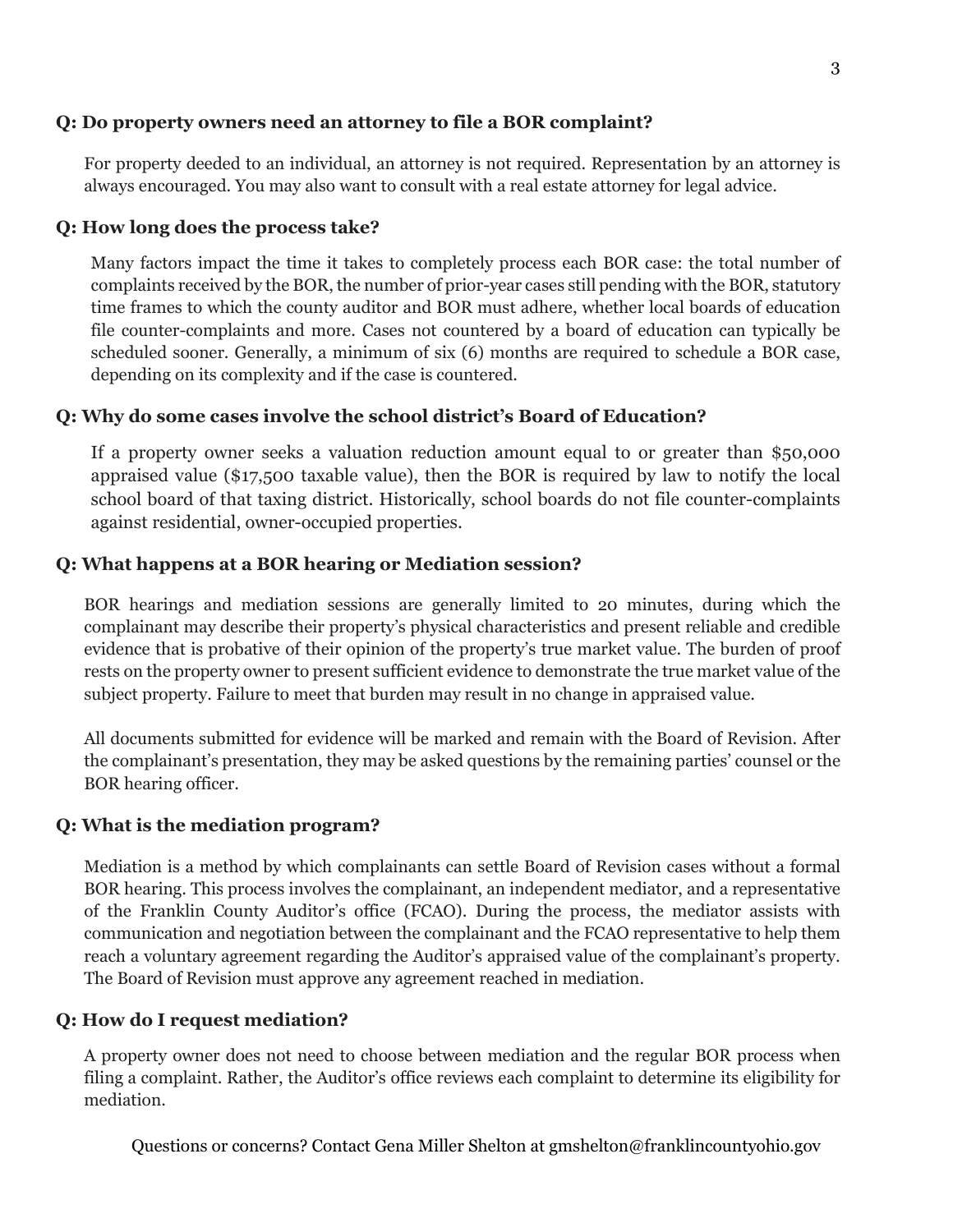**Q: Do property owners need an attorney to file a BOR complaint?**

For property deeded to an individual, an attorney is not required. Representation by an attorney is always encouraged. You may also want to consult with a real estate attorney for legal advice.

**Q: How long does the process take?**

Many factors impact the time it takes to completely process each BOR case: the total number of complaints received by the BOR, the number of prior-year cases still pending with the BOR, statutory time frames to which the county auditor and BOR must adhere, whether local boards of education file counter-complaints and more. Cases not countered by a board of education can typically be scheduled sooner. Generally, a minimum of six (6) months are required to schedule a BOR case, depending on its complexity and if the case is countered.

**Q: Why do some cases involve the school district's Board of Education?**

If a property owner seeks a valuation reduction amount equal to or greater than $50,000 appraised value ($17,500 taxable value), then the BOR is required by law to notify the local school board of that taxing district. Historically, school boards do not file counter-complaints against residential, owner-occupied properties.

**Q: What happens at a BOR hearing or Mediation session?**

BOR hearings and mediation sessions are generally limited to 20 minutes, during which the complainant may describe their property's physical characteristics and present reliable and credible evidence that is probative of their opinion of the property's true market value. The burden of proof rests on the property owner to present sufficient evidence to demonstrate the true market value of the subject property. Failure to meet that burden may result in no change in appraised value.

All documents submitted for evidence will be marked and remain with the Board of Revision. After the complainant's presentation, they may be asked questions by the remaining parties' counsel or the BOR hearing officer.

**Q: What is the mediation program?**

Mediation is a method by which complainants can settle Board of Revision cases without a formal BOR hearing. This process involves the complainant, an independent mediator, and a representative of the Franklin County Auditor's office (FCAO). During the process, the mediator assists with communication and negotiation between the complainant and the FCAO representative to help them reach a voluntary agreement regarding the Auditor's appraised value of the complainant's property. The Board of Revision must approve any agreement reached in mediation.

**Q: How do I request mediation?**

A property owner does not need to choose between mediation and the regular BOR process when filing a complaint. Rather, the Auditor's office reviews each complaint to determine its eligibility for mediation.

Questions or concerns? Contact Gena Miller Shelton at gmshelton@franklincountyohio.gov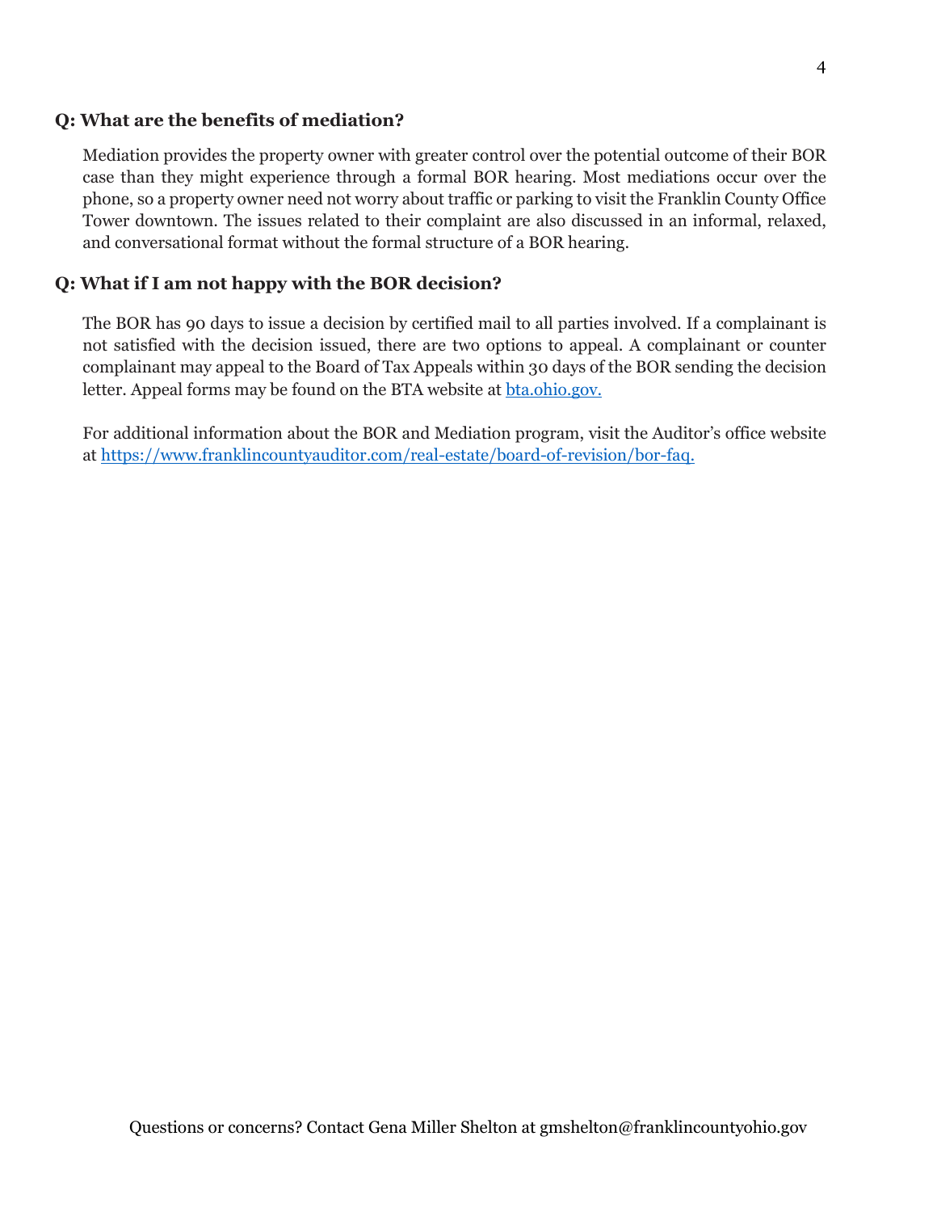**Q: What are the benefits of mediation?**

Mediation provides the property owner with greater control over the potential outcome of their BOR case than they might experience through a formal BOR hearing. Most mediations occur over the phone, so a property owner need not worry about traffic or parking to visit the Franklin County Office Tower downtown. The issues related to their complaint are also discussed in an informal, relaxed, and conversational format without the formal structure of a BOR hearing.

**Q: What if I am not happy with the BOR decision?**

The BOR has 90 days to issue a decision by certified mail to all parties involved. If a complainant is not satisfied with the decision issued, there are two options to appeal. A complainant or counter complainant may appeal to the Board of Tax Appeals within 30 days of the BOR sending the decision letter. Appeal forms may be found on the BTA website at [bta.ohio.gov.](bta.ohio.gov)

For additional information about the BOR and Mediation program, visit the Auditor's office website at [https://www.franklincountyauditor.com/real-estate/board-of-revision/bor-faq.](https://www.franklincountyauditor.com/real-estate/board-of-revision/bor-faq)

Questions or concerns? Contact Gena Miller Shelton at gmshelton@franklincountyohio.gov